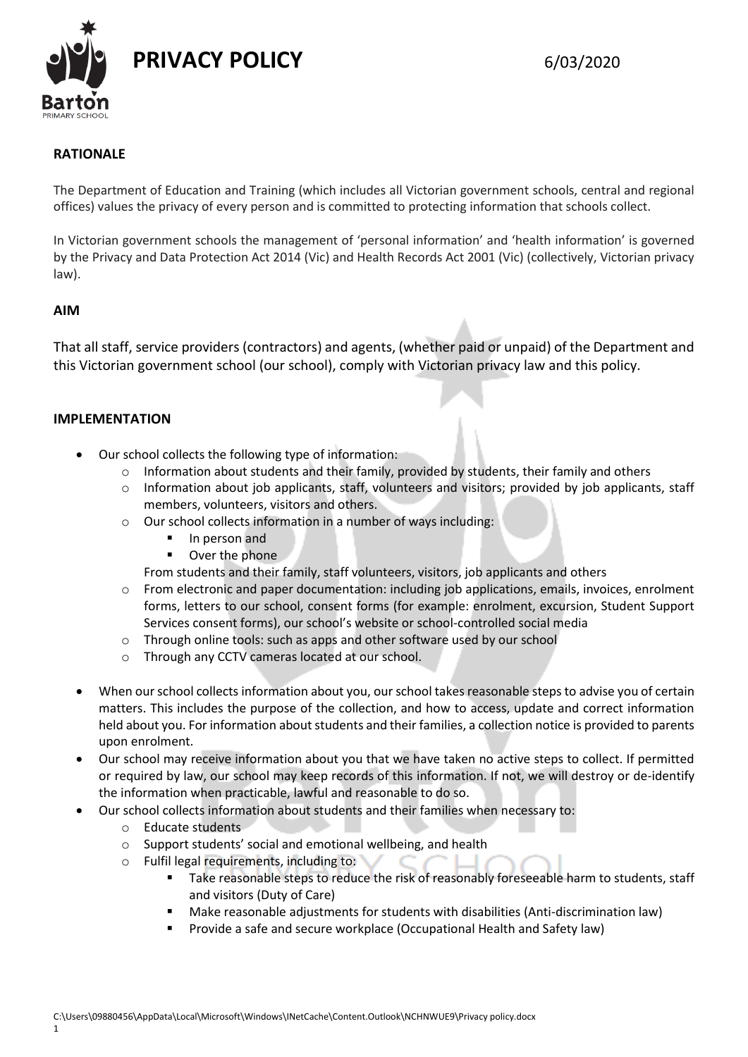# PRIVACY POLICY

6/03/2020

## RATIONALE

The Department of Education and Training (which includes all Victorian government schools, central and regional offices) values the privacy of every person and is committed to protecting information that schools collect.

In Victorian government schools the management of 'personal information' and 'health information' is governed by the Privacy and Data Protection Act 2014 (Vic) and Health Records Act 2001 (Vic) (collectively, Victorian privacy law).

## AIM

That all staff, service providers (contractors) and agents, (whether paid or unpaid) of the Department and this Victorian government school (our school), comply with Victorian privacy law and this policy.

## IMPLEMENTATION

- Our school collects the following type of information:
  - Information about students and their family, provided by students, their family and others
  - Information about job applicants, staff, volunteers and visitors; provided by job applicants, staff members, volunteers, visitors and others.
  - Our school collects information in a number of ways including:
    - In person and
    - Over the phone

    From students and their family, staff volunteers, visitors, job applicants and others
  - From electronic and paper documentation: including job applications, emails, invoices, enrolment forms, letters to our school, consent forms (for example: enrolment, excursion, Student Support Services consent forms), our school's website or school-controlled social media
  - Through online tools: such as apps and other software used by our school
  - Through any CCTV cameras located at our school.
- When our school collects information about you, our school takes reasonable steps to advise you of certain matters. This includes the purpose of the collection, and how to access, update and correct information held about you. For information about students and their families, a collection notice is provided to parents upon enrolment.
- Our school may receive information about you that we have taken no active steps to collect. If permitted or required by law, our school may keep records of this information. If not, we will destroy or de-identify the information when practicable, lawful and reasonable to do so.
- Our school collects information about students and their families when necessary to:
  - Educate students
  - Support students' social and emotional wellbeing, and health
  - Fulfil legal requirements, including to:
    - Take reasonable steps to reduce the risk of reasonably foreseeable harm to students, staff and visitors (Duty of Care)
    - Make reasonable adjustments for students with disabilities (Anti-discrimination law)
    - Provide a safe and secure workplace (Occupational Health and Safety law)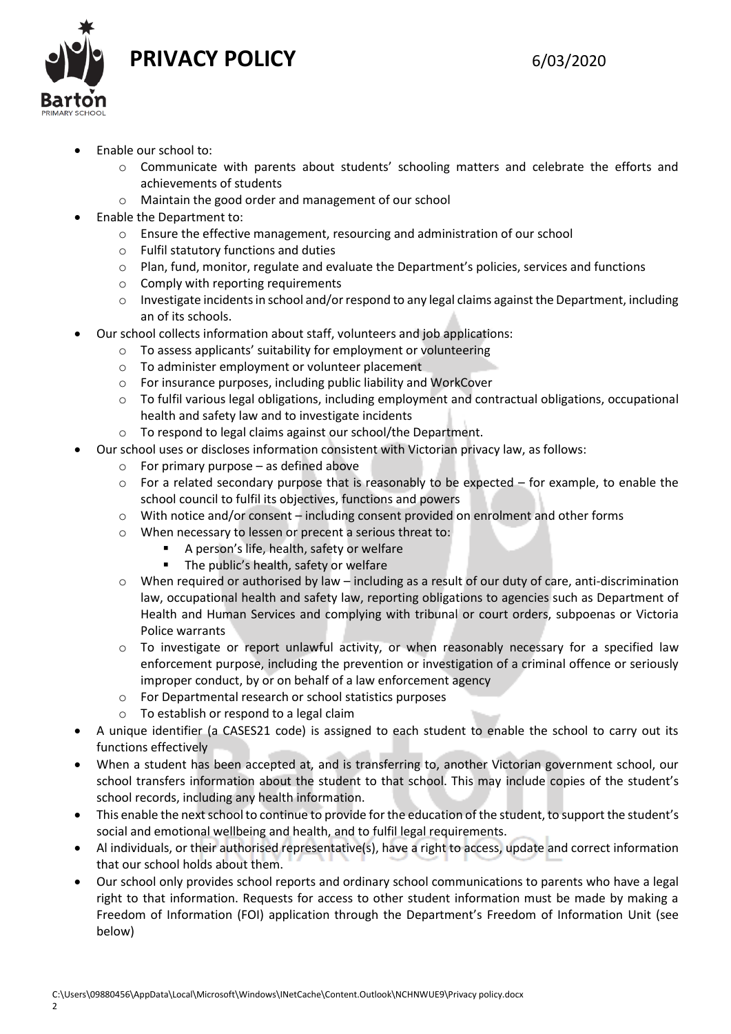- Enable our school to:
  - Communicate with parents about students' schooling matters and celebrate the efforts and achievements of students
  - Maintain the good order and management of our school
- Enable the Department to:
  - Ensure the effective management, resourcing and administration of our school
  - Fulfil statutory functions and duties
  - Plan, fund, monitor, regulate and evaluate the Department's policies, services and functions
  - Comply with reporting requirements
  - Investigate incidents in school and/or respond to any legal claims against the Department, including an of its schools.
- Our school collects information about staff, volunteers and job applications:
  - To assess applicants' suitability for employment or volunteering
  - To administer employment or volunteer placement
  - For insurance purposes, including public liability and WorkCover
  - To fulfil various legal obligations, including employment and contractual obligations, occupational health and safety law and to investigate incidents
  - To respond to legal claims against our school/the Department.
- Our school uses or discloses information consistent with Victorian privacy law, as follows:
  - For primary purpose – as defined above
  - For a related secondary purpose that is reasonably to be expected – for example, to enable the school council to fulfil its objectives, functions and powers
  - With notice and/or consent – including consent provided on enrolment and other forms
  - When necessary to lessen or precent a serious threat to:
    - A person's life, health, safety or welfare
    - The public's health, safety or welfare
  - When required or authorised by law – including as a result of our duty of care, anti-discrimination law, occupational health and safety law, reporting obligations to agencies such as Department of Health and Human Services and complying with tribunal or court orders, subpoenas or Victoria Police warrants
  - To investigate or report unlawful activity, or when reasonably necessary for a specified law enforcement purpose, including the prevention or investigation of a criminal offence or seriously improper conduct, by or on behalf of a law enforcement agency
  - For Departmental research or school statistics purposes
  - To establish or respond to a legal claim
- A unique identifier (a CASES21 code) is assigned to each student to enable the school to carry out its functions effectively
- When a student has been accepted at, and is transferring to, another Victorian government school, our school transfers information about the student to that school. This may include copies of the student's school records, including any health information.
- This enable the next school to continue to provide for the education of the student, to support the student's social and emotional wellbeing and health, and to fulfil legal requirements.
- Al individuals, or their authorised representative(s), have a right to access, update and correct information that our school holds about them.
- Our school only provides school reports and ordinary school communications to parents who have a legal right to that information. Requests for access to other student information must be made by making a Freedom of Information (FOI) application through the Department's Freedom of Information Unit (see below)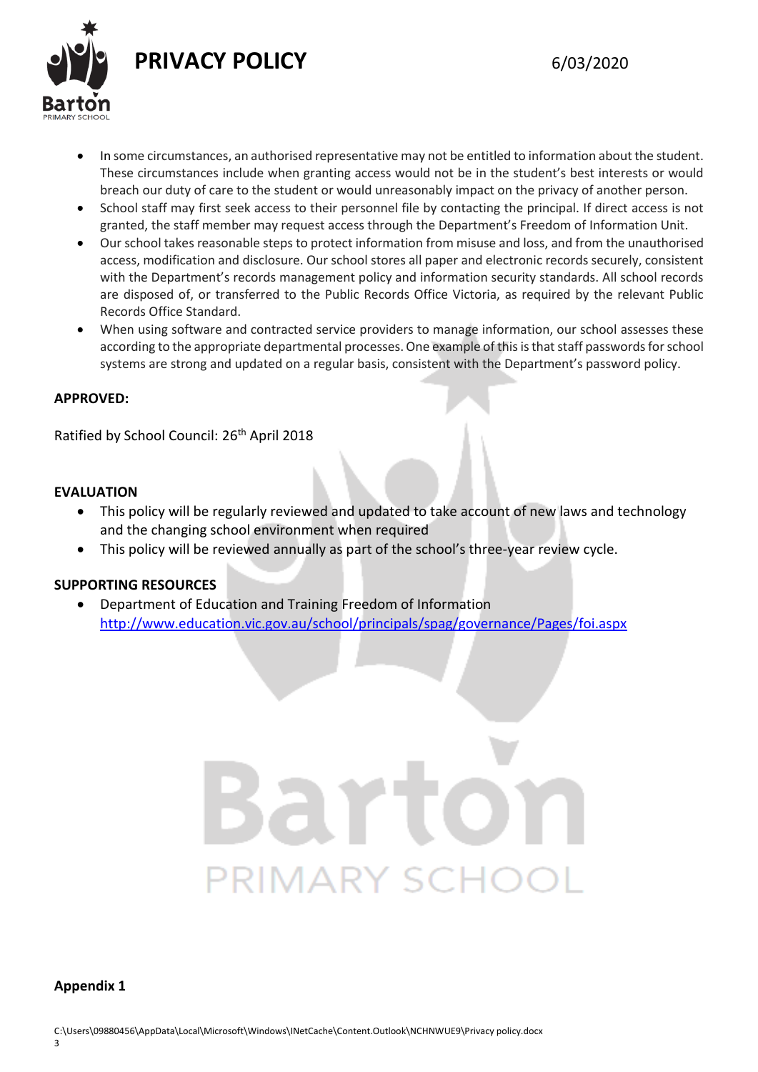- In some circumstances, an authorised representative may not be entitled to information about the student. These circumstances include when granting access would not be in the student's best interests or would breach our duty of care to the student or would unreasonably impact on the privacy of another person.
- School staff may first seek access to their personnel file by contacting the principal. If direct access is not granted, the staff member may request access through the Department's Freedom of Information Unit.
- Our school takes reasonable steps to protect information from misuse and loss, and from the unauthorised access, modification and disclosure. Our school stores all paper and electronic records securely, consistent with the Department's records management policy and information security standards. All school records are disposed of, or transferred to the Public Records Office Victoria, as required by the relevant Public Records Office Standard.
- When using software and contracted service providers to manage information, our school assesses these according to the appropriate departmental processes. One example of this is that staff passwords for school systems are strong and updated on a regular basis, consistent with the Department's password policy.

**APPROVED:**

Ratified by School Council: 26th April 2018

**EVALUATION**

- This policy will be regularly reviewed and updated to take account of new laws and technology and the changing school environment when required
- This policy will be reviewed annually as part of the school's three-year review cycle.

**SUPPORTING RESOURCES**

- Department of Education and Training Freedom of Information
  http://www.education.vic.gov.au/school/principals/spag/governance/Pages/foi.aspx

**Appendix 1**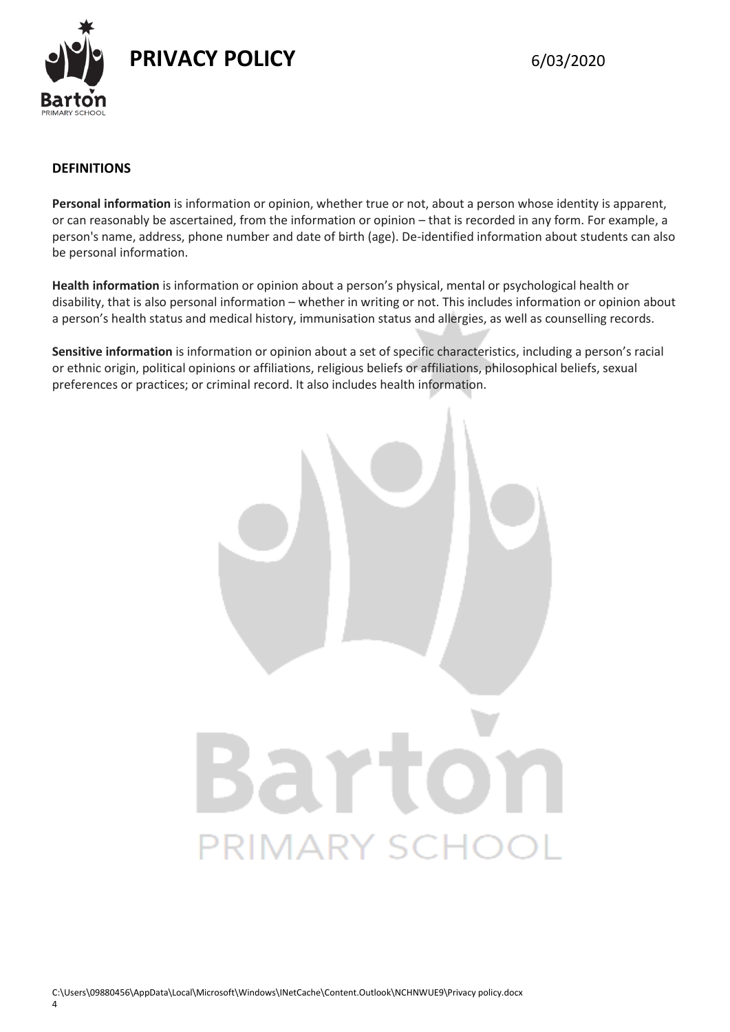## DEFINITIONS

**Personal information** is information or opinion, whether true or not, about a person whose identity is apparent, or can reasonably be ascertained, from the information or opinion – that is recorded in any form. For example, a person's name, address, phone number and date of birth (age). De-identified information about students can also be personal information.

**Health information** is information or opinion about a person's physical, mental or psychological health or disability, that is also personal information – whether in writing or not. This includes information or opinion about a person's health status and medical history, immunisation status and allergies, as well as counselling records.

**Sensitive information** is information or opinion about a set of specific characteristics, including a person's racial or ethnic origin, political opinions or affiliations, religious beliefs or affiliations, philosophical beliefs, sexual preferences or practices; or criminal record. It also includes health information.